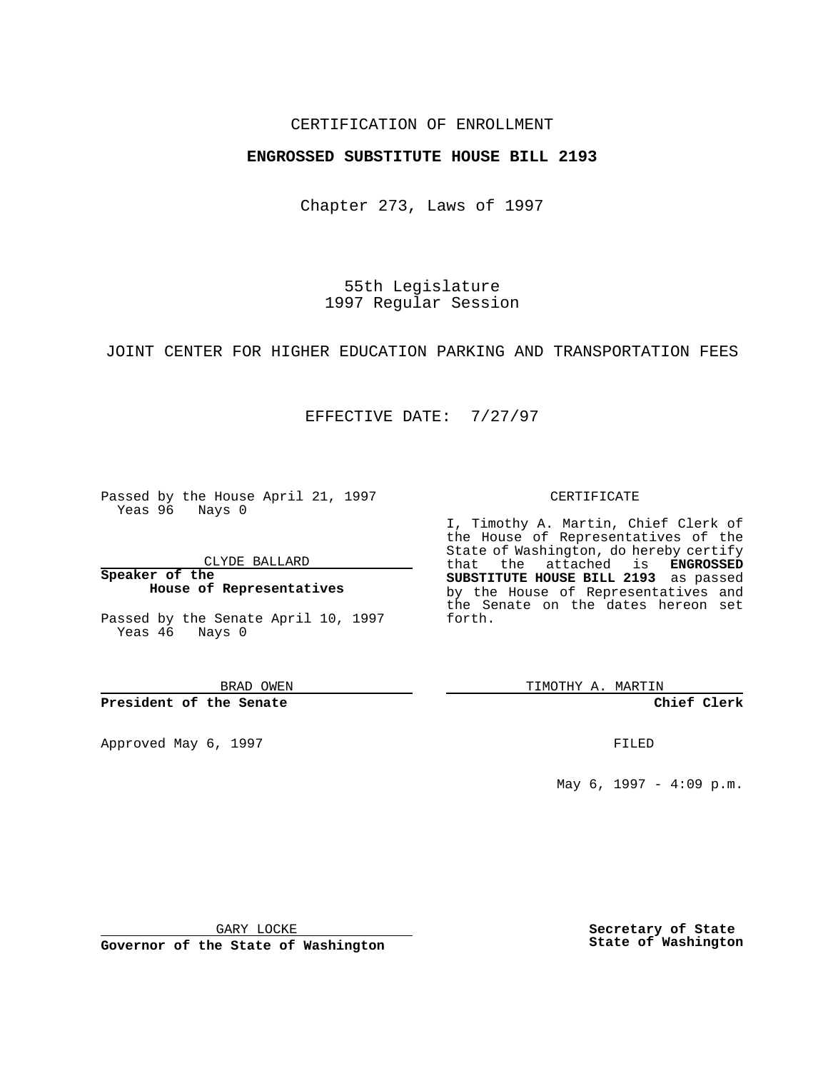CERTIFICATION OF ENROLLMENT

**ENGROSSED SUBSTITUTE HOUSE BILL 2193**

Chapter 273, Laws of 1997

55th Legislature
1997 Regular Session

JOINT CENTER FOR HIGHER EDUCATION PARKING AND TRANSPORTATION FEES

EFFECTIVE DATE: 7/27/97

Passed by the House April 21, 1997
Yeas 96 Nays 0

CLYDE BALLARD

**Speaker of the House of Representatives**

Passed by the Senate April 10, 1997
Yeas 46 Nays 0

BRAD OWEN

**President of the Senate**

Approved May 6, 1997

GARY LOCKE

**Governor of the State of Washington**

CERTIFICATE

I, Timothy A. Martin, Chief Clerk of the House of Representatives of the State of Washington, do hereby certify that the attached is **ENGROSSED SUBSTITUTE HOUSE BILL 2193** as passed by the House of Representatives and the Senate on the dates hereon set forth.

TIMOTHY A. MARTIN

**Chief Clerk**

FILED

May 6, 1997 - 4:09 p.m.

**Secretary of State State of Washington**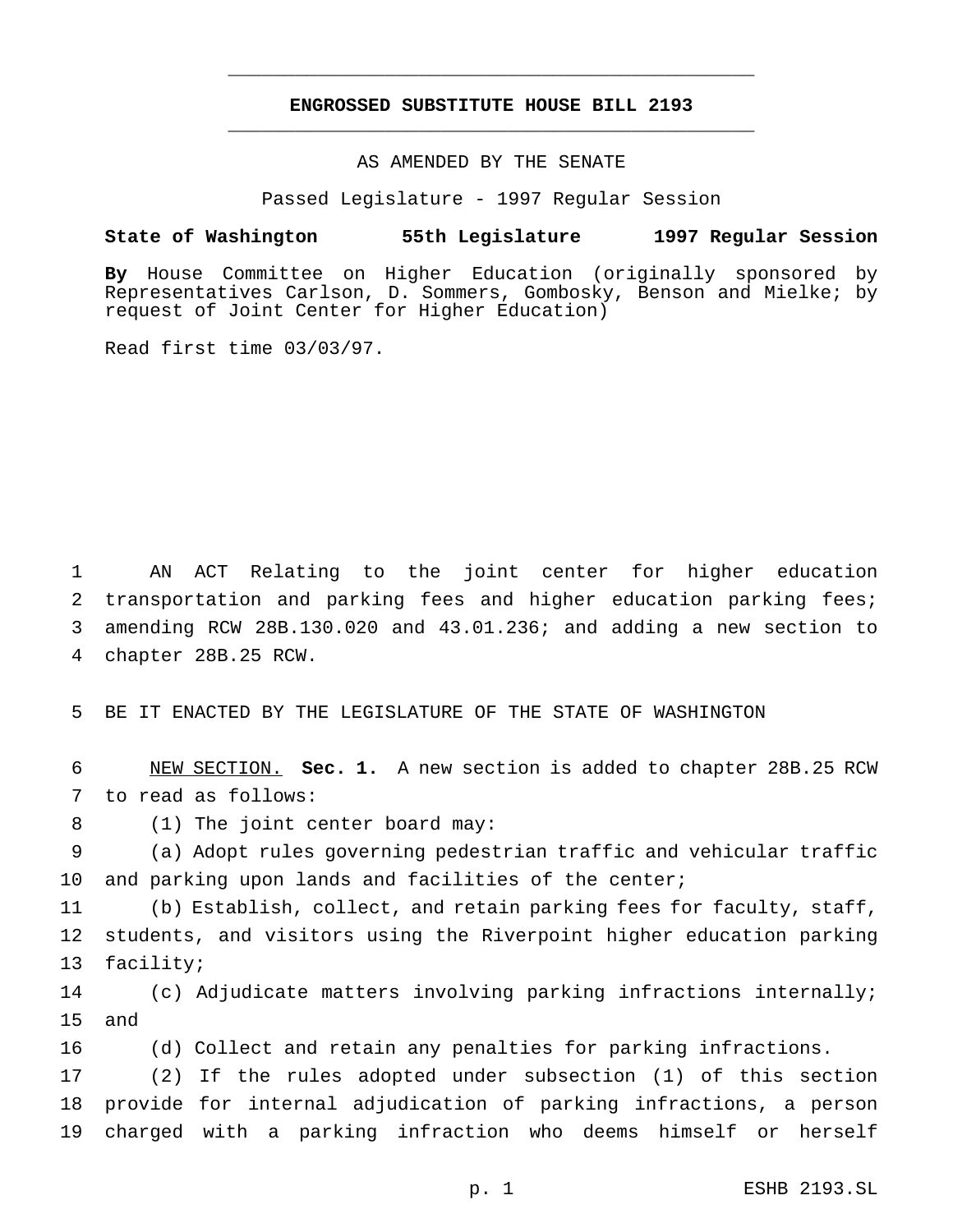# ENGROSSED SUBSTITUTE HOUSE BILL 2193

AS AMENDED BY THE SENATE

Passed Legislature - 1997 Regular Session

**State of Washington 55th Legislature 1997 Regular Session**

**By** House Committee on Higher Education (originally sponsored by Representatives Carlson, D. Sommers, Gombosky, Benson and Mielke; by request of Joint Center for Higher Education)

Read first time 03/03/97.

AN ACT Relating to the joint center for higher education transportation and parking fees and higher education parking fees; amending RCW 28B.130.020 and 43.01.236; and adding a new section to chapter 28B.25 RCW.

BE IT ENACTED BY THE LEGISLATURE OF THE STATE OF WASHINGTON

NEW SECTION. **Sec. 1.** A new section is added to chapter 28B.25 RCW to read as follows:

(1) The joint center board may:

(a) Adopt rules governing pedestrian traffic and vehicular traffic and parking upon lands and facilities of the center;

(b) Establish, collect, and retain parking fees for faculty, staff, students, and visitors using the Riverpoint higher education parking facility;

(c) Adjudicate matters involving parking infractions internally; and

(d) Collect and retain any penalties for parking infractions.

(2) If the rules adopted under subsection (1) of this section provide for internal adjudication of parking infractions, a person charged with a parking infraction who deems himself or herself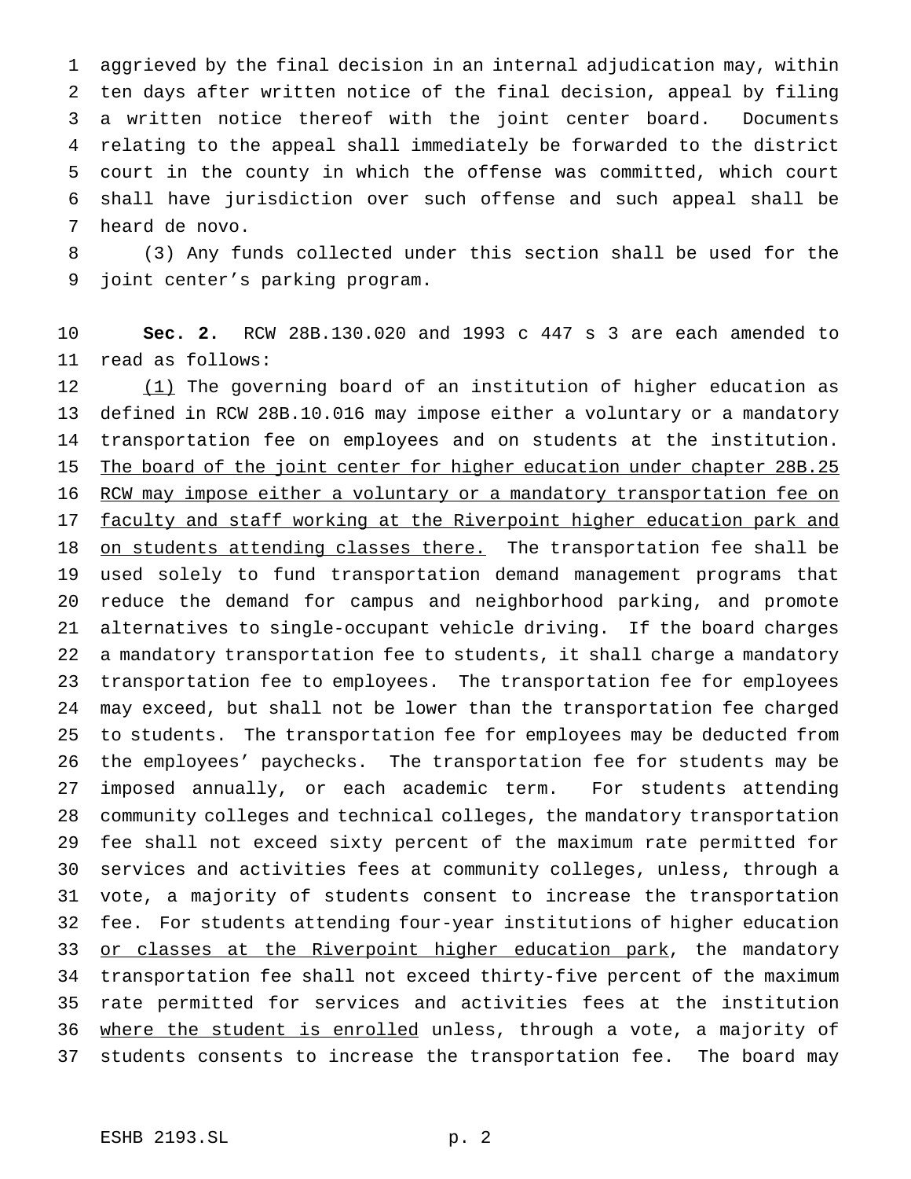aggrieved by the final decision in an internal adjudication may, within ten days after written notice of the final decision, appeal by filing a written notice thereof with the joint center board. Documents relating to the appeal shall immediately be forwarded to the district court in the county in which the offense was committed, which court shall have jurisdiction over such offense and such appeal shall be heard de novo.

(3) Any funds collected under this section shall be used for the joint center's parking program.

**Sec. 2.** RCW 28B.130.020 and 1993 c 447 s 3 are each amended to read as follows:

<u>(1)</u> The governing board of an institution of higher education as defined in RCW 28B.10.016 may impose either a voluntary or a mandatory transportation fee on employees and on students at the institution. <u>The board of the joint center for higher education under chapter 28B.25 RCW may impose either a voluntary or a mandatory transportation fee on faculty and staff working at the Riverpoint higher education park and on students attending classes there.</u> The transportation fee shall be used solely to fund transportation demand management programs that reduce the demand for campus and neighborhood parking, and promote alternatives to single-occupant vehicle driving. If the board charges a mandatory transportation fee to students, it shall charge a mandatory transportation fee to employees. The transportation fee for employees may exceed, but shall not be lower than the transportation fee charged to students. The transportation fee for employees may be deducted from the employees' paychecks. The transportation fee for students may be imposed annually, or each academic term. For students attending community colleges and technical colleges, the mandatory transportation fee shall not exceed sixty percent of the maximum rate permitted for services and activities fees at community colleges, unless, through a vote, a majority of students consent to increase the transportation fee. For students attending four-year institutions of higher education <u>or classes at the Riverpoint higher education park</u>, the mandatory transportation fee shall not exceed thirty-five percent of the maximum rate permitted for services and activities fees at the institution <u>where the student is enrolled</u> unless, through a vote, a majority of students consents to increase the transportation fee. The board may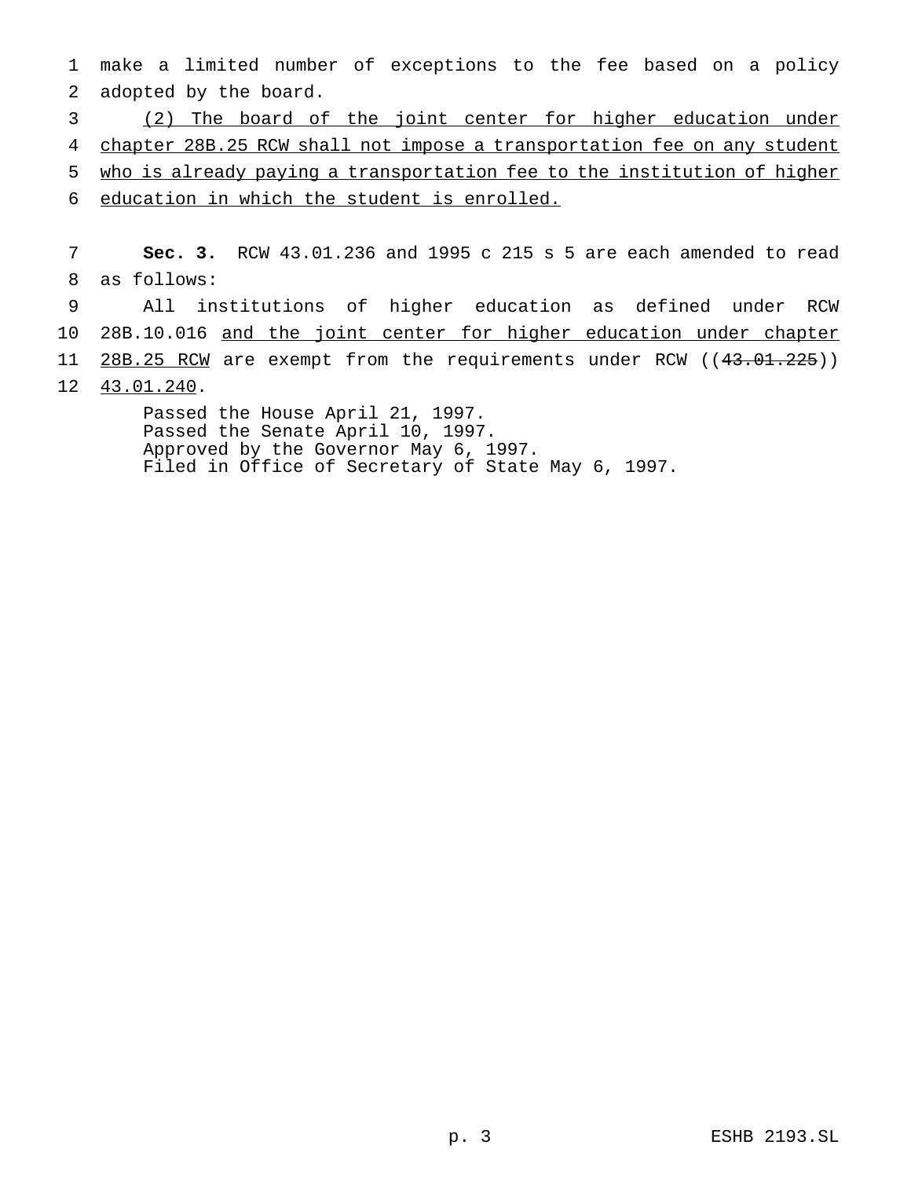make a limited number of exceptions to the fee based on a policy adopted by the board.

(2) The board of the joint center for higher education under chapter 28B.25 RCW shall not impose a transportation fee on any student who is already paying a transportation fee to the institution of higher education in which the student is enrolled.

**Sec. 3.** RCW 43.01.236 and 1995 c 215 s 5 are each amended to read as follows:

All institutions of higher education as defined under RCW 28B.10.016 and the joint center for higher education under chapter 28B.25 RCW are exempt from the requirements under RCW ((~~43.01.225~~)) 43.01.240.

Passed the House April 21, 1997.
Passed the Senate April 10, 1997.
Approved by the Governor May 6, 1997.
Filed in Office of Secretary of State May 6, 1997.